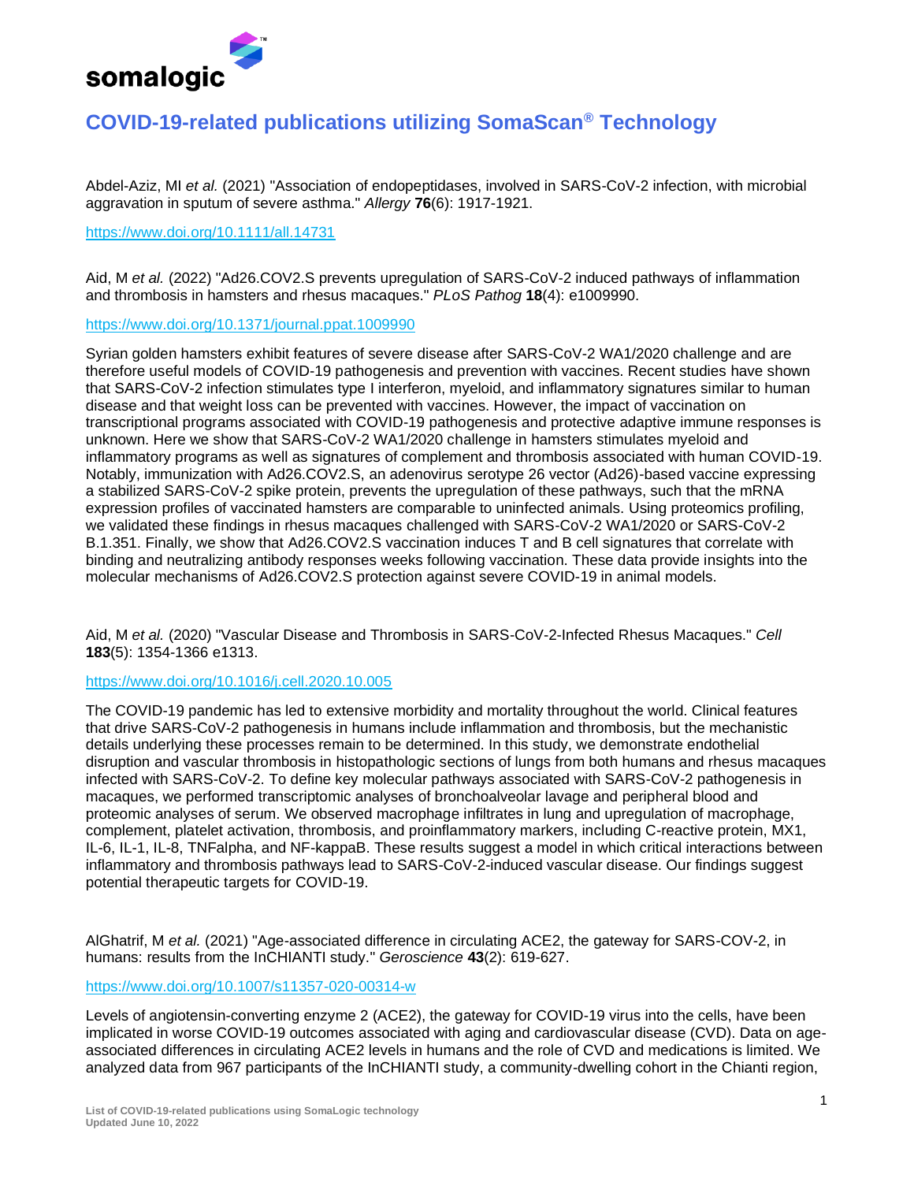# COVID-19-related publications utilizing SomaScan® Technology

Abdel-Aziz, MI *et al.* (2021) "Association of endopeptidases, involved in SARS-CoV-2 infection, with microbial aggravation in sputum of severe asthma." *Allergy* **76**(6): 1917-1921.

https://www.doi.org/10.1111/all.14731

Aid, M *et al.* (2022) "Ad26.COV2.S prevents upregulation of SARS-CoV-2 induced pathways of inflammation and thrombosis in hamsters and rhesus macaques." *PLoS Pathog* **18**(4): e1009990.

https://www.doi.org/10.1371/journal.ppat.1009990

Syrian golden hamsters exhibit features of severe disease after SARS-CoV-2 WA1/2020 challenge and are therefore useful models of COVID-19 pathogenesis and prevention with vaccines. Recent studies have shown that SARS-CoV-2 infection stimulates type I interferon, myeloid, and inflammatory signatures similar to human disease and that weight loss can be prevented with vaccines. However, the impact of vaccination on transcriptional programs associated with COVID-19 pathogenesis and protective adaptive immune responses is unknown. Here we show that SARS-CoV-2 WA1/2020 challenge in hamsters stimulates myeloid and inflammatory programs as well as signatures of complement and thrombosis associated with human COVID-19. Notably, immunization with Ad26.COV2.S, an adenovirus serotype 26 vector (Ad26)-based vaccine expressing a stabilized SARS-CoV-2 spike protein, prevents the upregulation of these pathways, such that the mRNA expression profiles of vaccinated hamsters are comparable to uninfected animals. Using proteomics profiling, we validated these findings in rhesus macaques challenged with SARS-CoV-2 WA1/2020 or SARS-CoV-2 B.1.351. Finally, we show that Ad26.COV2.S vaccination induces T and B cell signatures that correlate with binding and neutralizing antibody responses weeks following vaccination. These data provide insights into the molecular mechanisms of Ad26.COV2.S protection against severe COVID-19 in animal models.

Aid, M *et al.* (2020) "Vascular Disease and Thrombosis in SARS-CoV-2-Infected Rhesus Macaques." *Cell* **183**(5): 1354-1366 e1313.

https://www.doi.org/10.1016/j.cell.2020.10.005

The COVID-19 pandemic has led to extensive morbidity and mortality throughout the world. Clinical features that drive SARS-CoV-2 pathogenesis in humans include inflammation and thrombosis, but the mechanistic details underlying these processes remain to be determined. In this study, we demonstrate endothelial disruption and vascular thrombosis in histopathologic sections of lungs from both humans and rhesus macaques infected with SARS-CoV-2. To define key molecular pathways associated with SARS-CoV-2 pathogenesis in macaques, we performed transcriptomic analyses of bronchoalveolar lavage and peripheral blood and proteomic analyses of serum. We observed macrophage infiltrates in lung and upregulation of macrophage, complement, platelet activation, thrombosis, and proinflammatory markers, including C-reactive protein, MX1, IL-6, IL-1, IL-8, TNFalpha, and NF-kappaB. These results suggest a model in which critical interactions between inflammatory and thrombosis pathways lead to SARS-CoV-2-induced vascular disease. Our findings suggest potential therapeutic targets for COVID-19.

AlGhatrif, M *et al.* (2021) "Age-associated difference in circulating ACE2, the gateway for SARS-COV-2, in humans: results from the InCHIANTI study." *Geroscience* **43**(2): 619-627.

https://www.doi.org/10.1007/s11357-020-00314-w

Levels of angiotensin-converting enzyme 2 (ACE2), the gateway for COVID-19 virus into the cells, have been implicated in worse COVID-19 outcomes associated with aging and cardiovascular disease (CVD). Data on age-associated differences in circulating ACE2 levels in humans and the role of CVD and medications is limited. We analyzed data from 967 participants of the InCHIANTI study, a community-dwelling cohort in the Chianti region,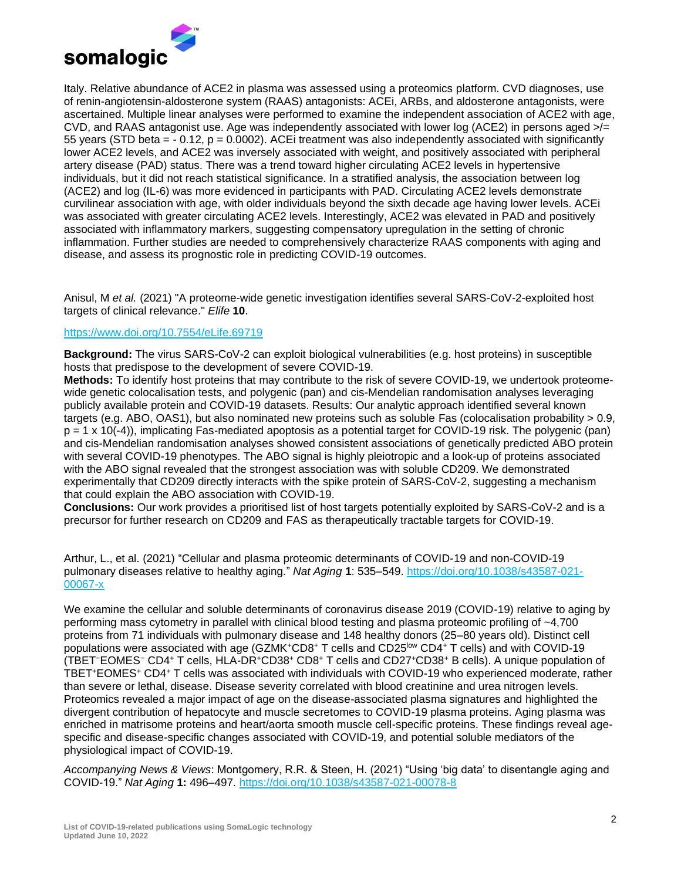Italy. Relative abundance of ACE2 in plasma was assessed using a proteomics platform. CVD diagnoses, use of renin-angiotensin-aldosterone system (RAAS) antagonists: ACEi, ARBs, and aldosterone antagonists, were ascertained. Multiple linear analyses were performed to examine the independent association of ACE2 with age, CVD, and RAAS antagonist use. Age was independently associated with lower log (ACE2) in persons aged >/= 55 years (STD beta = - 0.12, p = 0.0002). ACEi treatment was also independently associated with significantly lower ACE2 levels, and ACE2 was inversely associated with weight, and positively associated with peripheral artery disease (PAD) status. There was a trend toward higher circulating ACE2 levels in hypertensive individuals, but it did not reach statistical significance. In a stratified analysis, the association between log (ACE2) and log (IL-6) was more evidenced in participants with PAD. Circulating ACE2 levels demonstrate curvilinear association with age, with older individuals beyond the sixth decade age having lower levels. ACEi was associated with greater circulating ACE2 levels. Interestingly, ACE2 was elevated in PAD and positively associated with inflammatory markers, suggesting compensatory upregulation in the setting of chronic inflammation. Further studies are needed to comprehensively characterize RAAS components with aging and disease, and assess its prognostic role in predicting COVID-19 outcomes.

Anisul, M *et al.* (2021) "A proteome-wide genetic investigation identifies several SARS-CoV-2-exploited host targets of clinical relevance." *Elife* **10**.

https://www.doi.org/10.7554/eLife.69719

**Background:** The virus SARS-CoV-2 can exploit biological vulnerabilities (e.g. host proteins) in susceptible hosts that predispose to the development of severe COVID-19.
**Methods:** To identify host proteins that may contribute to the risk of severe COVID-19, we undertook proteome-wide genetic colocalisation tests, and polygenic (pan) and cis-Mendelian randomisation analyses leveraging publicly available protein and COVID-19 datasets. Results: Our analytic approach identified several known targets (e.g. ABO, OAS1), but also nominated new proteins such as soluble Fas (colocalisation probability > 0.9, p = 1 x 10(-4)), implicating Fas-mediated apoptosis as a potential target for COVID-19 risk. The polygenic (pan) and cis-Mendelian randomisation analyses showed consistent associations of genetically predicted ABO protein with several COVID-19 phenotypes. The ABO signal is highly pleiotropic and a look-up of proteins associated with the ABO signal revealed that the strongest association was with soluble CD209. We demonstrated experimentally that CD209 directly interacts with the spike protein of SARS-CoV-2, suggesting a mechanism that could explain the ABO association with COVID-19.
**Conclusions:** Our work provides a prioritised list of host targets potentially exploited by SARS-CoV-2 and is a precursor for further research on CD209 and FAS as therapeutically tractable targets for COVID-19.

Arthur, L., et al. (2021) "Cellular and plasma proteomic determinants of COVID-19 and non-COVID-19 pulmonary diseases relative to healthy aging." *Nat Aging* **1**: 535–549. https://doi.org/10.1038/s43587-021-00067-x

We examine the cellular and soluble determinants of coronavirus disease 2019 (COVID-19) relative to aging by performing mass cytometry in parallel with clinical blood testing and plasma proteomic profiling of ~4,700 proteins from 71 individuals with pulmonary disease and 148 healthy donors (25–80 years old). Distinct cell populations were associated with age ($GZMK^{+}CD8^{+}$ T cells and $CD25^{low}$ $CD4^{+}$ T cells) and with COVID-19 ($TBET^{-}EOMES^{-}$ $CD4^{+}$ T cells, $HLA\text{-}DR^{+}CD38^{+}$ $CD8^{+}$ T cells and $CD27^{+}CD38^{+}$ B cells). A unique population of $TBET^{+}EOMES^{+}$ $CD4^{+}$ T cells was associated with individuals with COVID-19 who experienced moderate, rather than severe or lethal, disease. Disease severity correlated with blood creatinine and urea nitrogen levels. Proteomics revealed a major impact of age on the disease-associated plasma signatures and highlighted the divergent contribution of hepatocyte and muscle secretomes to COVID-19 plasma proteins. Aging plasma was enriched in matrisome proteins and heart/aorta smooth muscle cell-specific proteins. These findings reveal age-specific and disease-specific changes associated with COVID-19, and potential soluble mediators of the physiological impact of COVID-19.

*Accompanying News & Views*: Montgomery, R.R. & Steen, H. (2021) "Using 'big data' to disentangle aging and COVID-19." *Nat Aging* **1:** 496–497. https://doi.org/10.1038/s43587-021-00078-8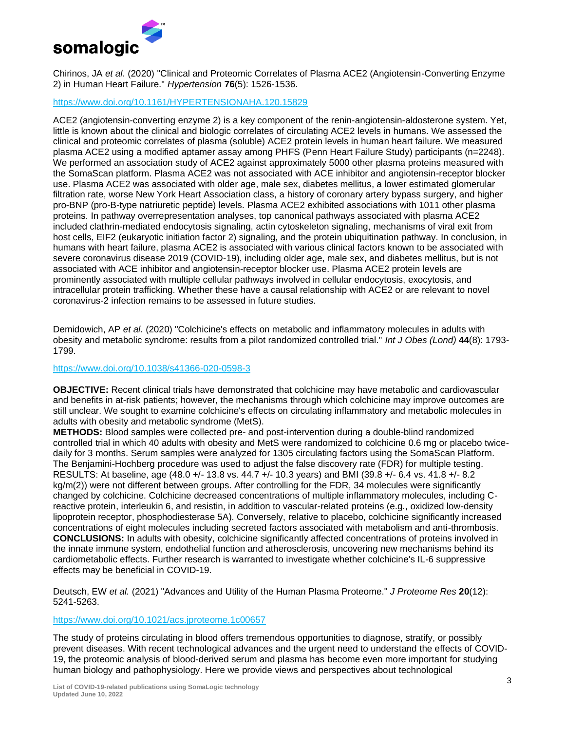Chirinos, JA *et al.* (2020) "Clinical and Proteomic Correlates of Plasma ACE2 (Angiotensin-Converting Enzyme 2) in Human Heart Failure." *Hypertension* **76**(5): 1526-1536.

https://www.doi.org/10.1161/HYPERTENSIONAHA.120.15829

ACE2 (angiotensin-converting enzyme 2) is a key component of the renin-angiotensin-aldosterone system. Yet, little is known about the clinical and biologic correlates of circulating ACE2 levels in humans. We assessed the clinical and proteomic correlates of plasma (soluble) ACE2 protein levels in human heart failure. We measured plasma ACE2 using a modified aptamer assay among PHFS (Penn Heart Failure Study) participants (n=2248). We performed an association study of ACE2 against approximately 5000 other plasma proteins measured with the SomaScan platform. Plasma ACE2 was not associated with ACE inhibitor and angiotensin-receptor blocker use. Plasma ACE2 was associated with older age, male sex, diabetes mellitus, a lower estimated glomerular filtration rate, worse New York Heart Association class, a history of coronary artery bypass surgery, and higher pro-BNP (pro-B-type natriuretic peptide) levels. Plasma ACE2 exhibited associations with 1011 other plasma proteins. In pathway overrepresentation analyses, top canonical pathways associated with plasma ACE2 included clathrin-mediated endocytosis signaling, actin cytoskeleton signaling, mechanisms of viral exit from host cells, EIF2 (eukaryotic initiation factor 2) signaling, and the protein ubiquitination pathway. In conclusion, in humans with heart failure, plasma ACE2 is associated with various clinical factors known to be associated with severe coronavirus disease 2019 (COVID-19), including older age, male sex, and diabetes mellitus, but is not associated with ACE inhibitor and angiotensin-receptor blocker use. Plasma ACE2 protein levels are prominently associated with multiple cellular pathways involved in cellular endocytosis, exocytosis, and intracellular protein trafficking. Whether these have a causal relationship with ACE2 or are relevant to novel coronavirus-2 infection remains to be assessed in future studies.

Demidowich, AP *et al.* (2020) "Colchicine's effects on metabolic and inflammatory molecules in adults with obesity and metabolic syndrome: results from a pilot randomized controlled trial." *Int J Obes (Lond)* **44**(8): 1793-1799.

https://www.doi.org/10.1038/s41366-020-0598-3

**OBJECTIVE:** Recent clinical trials have demonstrated that colchicine may have metabolic and cardiovascular and benefits in at-risk patients; however, the mechanisms through which colchicine may improve outcomes are still unclear. We sought to examine colchicine's effects on circulating inflammatory and metabolic molecules in adults with obesity and metabolic syndrome (MetS).
**METHODS:** Blood samples were collected pre- and post-intervention during a double-blind randomized controlled trial in which 40 adults with obesity and MetS were randomized to colchicine 0.6 mg or placebo twice-daily for 3 months. Serum samples were analyzed for 1305 circulating factors using the SomaScan Platform. The Benjamini-Hochberg procedure was used to adjust the false discovery rate (FDR) for multiple testing. RESULTS: At baseline, age (48.0 +/- 13.8 vs. 44.7 +/- 10.3 years) and BMI (39.8 +/- 6.4 vs. 41.8 +/- 8.2 kg/m(2)) were not different between groups. After controlling for the FDR, 34 molecules were significantly changed by colchicine. Colchicine decreased concentrations of multiple inflammatory molecules, including C-reactive protein, interleukin 6, and resistin, in addition to vascular-related proteins (e.g., oxidized low-density lipoprotein receptor, phosphodiesterase 5A). Conversely, relative to placebo, colchicine significantly increased concentrations of eight molecules including secreted factors associated with metabolism and anti-thrombosis.
**CONCLUSIONS:** In adults with obesity, colchicine significantly affected concentrations of proteins involved in the innate immune system, endothelial function and atherosclerosis, uncovering new mechanisms behind its cardiometabolic effects. Further research is warranted to investigate whether colchicine's IL-6 suppressive effects may be beneficial in COVID-19.

Deutsch, EW *et al.* (2021) "Advances and Utility of the Human Plasma Proteome." *J Proteome Res* **20**(12): 5241-5263.

https://www.doi.org/10.1021/acs.jproteome.1c00657

The study of proteins circulating in blood offers tremendous opportunities to diagnose, stratify, or possibly prevent diseases. With recent technological advances and the urgent need to understand the effects of COVID-19, the proteomic analysis of blood-derived serum and plasma has become even more important for studying human biology and pathophysiology. Here we provide views and perspectives about technological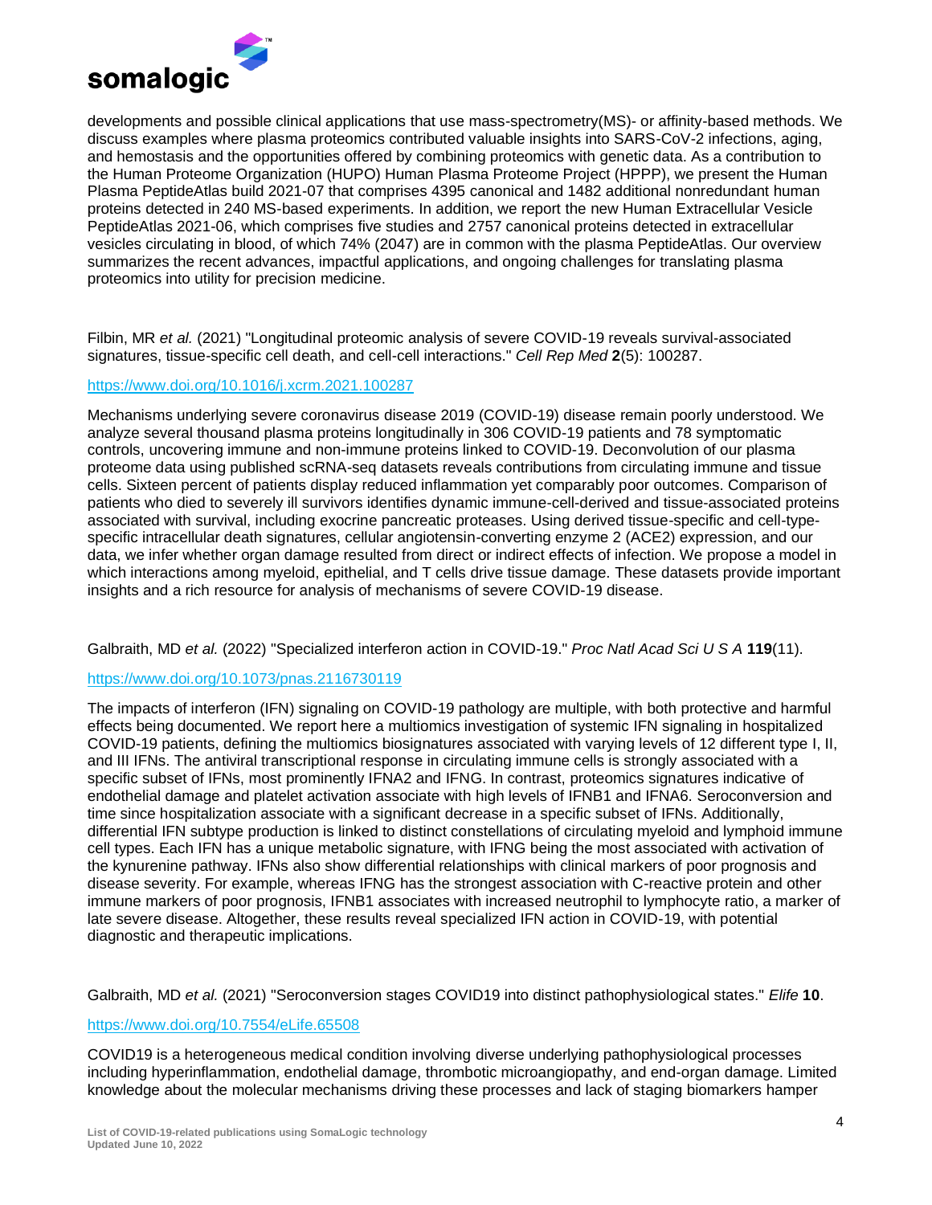developments and possible clinical applications that use mass-spectrometry(MS)- or affinity-based methods. We discuss examples where plasma proteomics contributed valuable insights into SARS-CoV-2 infections, aging, and hemostasis and the opportunities offered by combining proteomics with genetic data. As a contribution to the Human Proteome Organization (HUPO) Human Plasma Proteome Project (HPPP), we present the Human Plasma PeptideAtlas build 2021-07 that comprises 4395 canonical and 1482 additional nonredundant human proteins detected in 240 MS-based experiments. In addition, we report the new Human Extracellular Vesicle PeptideAtlas 2021-06, which comprises five studies and 2757 canonical proteins detected in extracellular vesicles circulating in blood, of which 74% (2047) are in common with the plasma PeptideAtlas. Our overview summarizes the recent advances, impactful applications, and ongoing challenges for translating plasma proteomics into utility for precision medicine.

Filbin, MR *et al.* (2021) "Longitudinal proteomic analysis of severe COVID-19 reveals survival-associated signatures, tissue-specific cell death, and cell-cell interactions." *Cell Rep Med* **2**(5): 100287.

https://www.doi.org/10.1016/j.xcrm.2021.100287

Mechanisms underlying severe coronavirus disease 2019 (COVID-19) disease remain poorly understood. We analyze several thousand plasma proteins longitudinally in 306 COVID-19 patients and 78 symptomatic controls, uncovering immune and non-immune proteins linked to COVID-19. Deconvolution of our plasma proteome data using published scRNA-seq datasets reveals contributions from circulating immune and tissue cells. Sixteen percent of patients display reduced inflammation yet comparably poor outcomes. Comparison of patients who died to severely ill survivors identifies dynamic immune-cell-derived and tissue-associated proteins associated with survival, including exocrine pancreatic proteases. Using derived tissue-specific and cell-type-specific intracellular death signatures, cellular angiotensin-converting enzyme 2 (ACE2) expression, and our data, we infer whether organ damage resulted from direct or indirect effects of infection. We propose a model in which interactions among myeloid, epithelial, and T cells drive tissue damage. These datasets provide important insights and a rich resource for analysis of mechanisms of severe COVID-19 disease.

Galbraith, MD *et al.* (2022) "Specialized interferon action in COVID-19." *Proc Natl Acad Sci U S A* **119**(11).

https://www.doi.org/10.1073/pnas.2116730119

The impacts of interferon (IFN) signaling on COVID-19 pathology are multiple, with both protective and harmful effects being documented. We report here a multiomics investigation of systemic IFN signaling in hospitalized COVID-19 patients, defining the multiomics biosignatures associated with varying levels of 12 different type I, II, and III IFNs. The antiviral transcriptional response in circulating immune cells is strongly associated with a specific subset of IFNs, most prominently IFNA2 and IFNG. In contrast, proteomics signatures indicative of endothelial damage and platelet activation associate with high levels of IFNB1 and IFNA6. Seroconversion and time since hospitalization associate with a significant decrease in a specific subset of IFNs. Additionally, differential IFN subtype production is linked to distinct constellations of circulating myeloid and lymphoid immune cell types. Each IFN has a unique metabolic signature, with IFNG being the most associated with activation of the kynurenine pathway. IFNs also show differential relationships with clinical markers of poor prognosis and disease severity. For example, whereas IFNG has the strongest association with C-reactive protein and other immune markers of poor prognosis, IFNB1 associates with increased neutrophil to lymphocyte ratio, a marker of late severe disease. Altogether, these results reveal specialized IFN action in COVID-19, with potential diagnostic and therapeutic implications.

Galbraith, MD *et al.* (2021) "Seroconversion stages COVID19 into distinct pathophysiological states." *Elife* **10**.

https://www.doi.org/10.7554/eLife.65508

COVID19 is a heterogeneous medical condition involving diverse underlying pathophysiological processes including hyperinflammation, endothelial damage, thrombotic microangiopathy, and end-organ damage. Limited knowledge about the molecular mechanisms driving these processes and lack of staging biomarkers hamper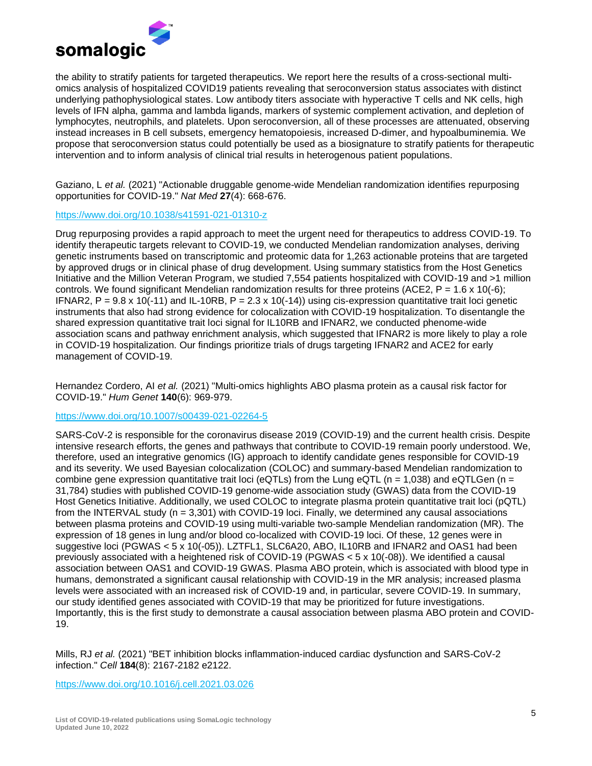the ability to stratify patients for targeted therapeutics. We report here the results of a cross-sectional multi-omics analysis of hospitalized COVID19 patients revealing that seroconversion status associates with distinct underlying pathophysiological states. Low antibody titers associate with hyperactive T cells and NK cells, high levels of IFN alpha, gamma and lambda ligands, markers of systemic complement activation, and depletion of lymphocytes, neutrophils, and platelets. Upon seroconversion, all of these processes are attenuated, observing instead increases in B cell subsets, emergency hematopoiesis, increased D-dimer, and hypoalbuminemia. We propose that seroconversion status could potentially be used as a biosignature to stratify patients for therapeutic intervention and to inform analysis of clinical trial results in heterogenous patient populations.

Gaziano, L *et al.* (2021) "Actionable druggable genome-wide Mendelian randomization identifies repurposing opportunities for COVID-19." *Nat Med* **27**(4): 668-676.

https://www.doi.org/10.1038/s41591-021-01310-z

Drug repurposing provides a rapid approach to meet the urgent need for therapeutics to address COVID-19. To identify therapeutic targets relevant to COVID-19, we conducted Mendelian randomization analyses, deriving genetic instruments based on transcriptomic and proteomic data for 1,263 actionable proteins that are targeted by approved drugs or in clinical phase of drug development. Using summary statistics from the Host Genetics Initiative and the Million Veteran Program, we studied 7,554 patients hospitalized with COVID-19 and >1 million controls. We found significant Mendelian randomization results for three proteins (ACE2, P = 1.6 x 10(-6); IFNAR2, P = 9.8 x 10(-11) and IL-10RB, P = 2.3 x 10(-14)) using cis-expression quantitative trait loci genetic instruments that also had strong evidence for colocalization with COVID-19 hospitalization. To disentangle the shared expression quantitative trait loci signal for IL10RB and IFNAR2, we conducted phenome-wide association scans and pathway enrichment analysis, which suggested that IFNAR2 is more likely to play a role in COVID-19 hospitalization. Our findings prioritize trials of drugs targeting IFNAR2 and ACE2 for early management of COVID-19.

Hernandez Cordero, AI *et al.* (2021) "Multi-omics highlights ABO plasma protein as a causal risk factor for COVID-19." *Hum Genet* **140**(6): 969-979.

https://www.doi.org/10.1007/s00439-021-02264-5

SARS-CoV-2 is responsible for the coronavirus disease 2019 (COVID-19) and the current health crisis. Despite intensive research efforts, the genes and pathways that contribute to COVID-19 remain poorly understood. We, therefore, used an integrative genomics (IG) approach to identify candidate genes responsible for COVID-19 and its severity. We used Bayesian colocalization (COLOC) and summary-based Mendelian randomization to combine gene expression quantitative trait loci (eQTLs) from the Lung eQTL (n = 1,038) and eQTLGen (n = 31,784) studies with published COVID-19 genome-wide association study (GWAS) data from the COVID-19 Host Genetics Initiative. Additionally, we used COLOC to integrate plasma protein quantitative trait loci (pQTL) from the INTERVAL study (n = 3,301) with COVID-19 loci. Finally, we determined any causal associations between plasma proteins and COVID-19 using multi-variable two-sample Mendelian randomization (MR). The expression of 18 genes in lung and/or blood co-localized with COVID-19 loci. Of these, 12 genes were in suggestive loci (PGWAS < 5 x 10(-05)). LZTFL1, SLC6A20, ABO, IL10RB and IFNAR2 and OAS1 had been previously associated with a heightened risk of COVID-19 (PGWAS < 5 x 10(-08)). We identified a causal association between OAS1 and COVID-19 GWAS. Plasma ABO protein, which is associated with blood type in humans, demonstrated a significant causal relationship with COVID-19 in the MR analysis; increased plasma levels were associated with an increased risk of COVID-19 and, in particular, severe COVID-19. In summary, our study identified genes associated with COVID-19 that may be prioritized for future investigations. Importantly, this is the first study to demonstrate a causal association between plasma ABO protein and COVID-19.

Mills, RJ *et al.* (2021) "BET inhibition blocks inflammation-induced cardiac dysfunction and SARS-CoV-2 infection." *Cell* **184**(8): 2167-2182 e2122.

https://www.doi.org/10.1016/j.cell.2021.03.026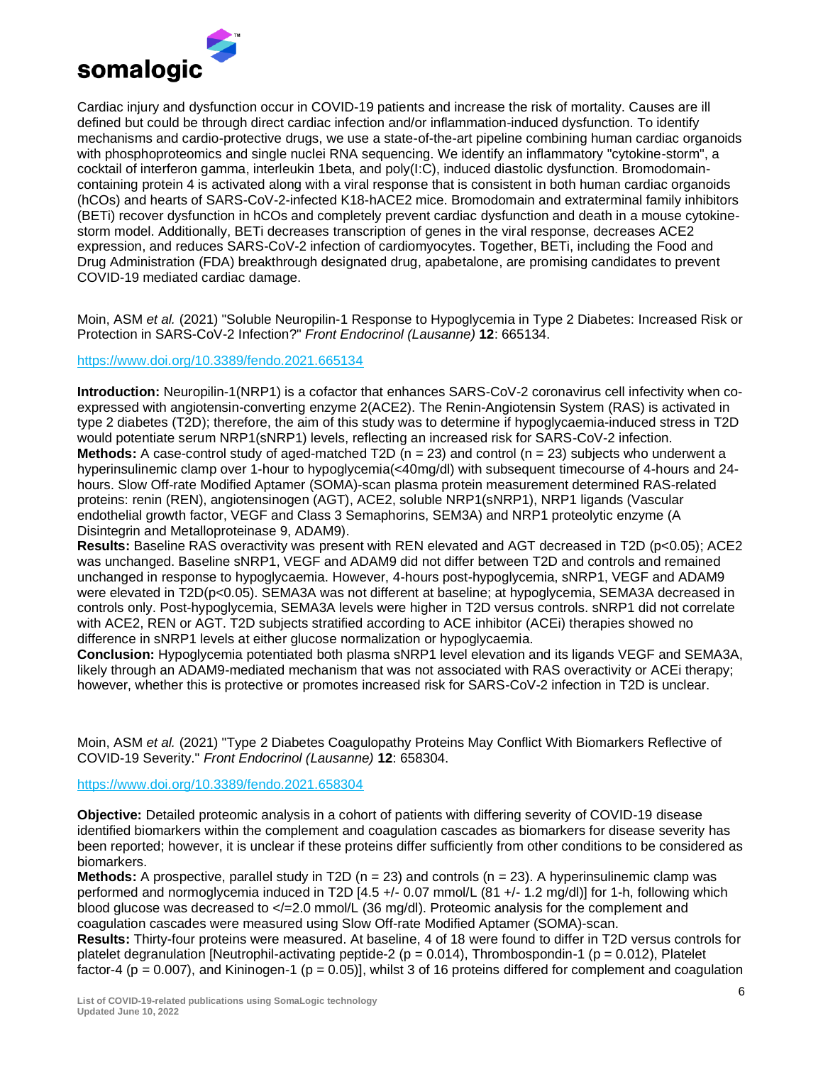Cardiac injury and dysfunction occur in COVID-19 patients and increase the risk of mortality. Causes are ill defined but could be through direct cardiac infection and/or inflammation-induced dysfunction. To identify mechanisms and cardio-protective drugs, we use a state-of-the-art pipeline combining human cardiac organoids with phosphoproteomics and single nuclei RNA sequencing. We identify an inflammatory "cytokine-storm", a cocktail of interferon gamma, interleukin 1beta, and poly(I:C), induced diastolic dysfunction. Bromodomain-containing protein 4 is activated along with a viral response that is consistent in both human cardiac organoids (hCOs) and hearts of SARS-CoV-2-infected K18-hACE2 mice. Bromodomain and extraterminal family inhibitors (BETi) recover dysfunction in hCOs and completely prevent cardiac dysfunction and death in a mouse cytokine-storm model. Additionally, BETi decreases transcription of genes in the viral response, decreases ACE2 expression, and reduces SARS-CoV-2 infection of cardiomyocytes. Together, BETi, including the Food and Drug Administration (FDA) breakthrough designated drug, apabetalone, are promising candidates to prevent COVID-19 mediated cardiac damage.

Moin, ASM *et al.* (2021) "Soluble Neuropilin-1 Response to Hypoglycemia in Type 2 Diabetes: Increased Risk or Protection in SARS-CoV-2 Infection?" *Front Endocrinol (Lausanne)* **12**: 665134.

https://www.doi.org/10.3389/fendo.2021.665134

**Introduction:** Neuropilin-1(NRP1) is a cofactor that enhances SARS-CoV-2 coronavirus cell infectivity when co-expressed with angiotensin-converting enzyme 2(ACE2). The Renin-Angiotensin System (RAS) is activated in type 2 diabetes (T2D); therefore, the aim of this study was to determine if hypoglycaemia-induced stress in T2D would potentiate serum NRP1(sNRP1) levels, reflecting an increased risk for SARS-CoV-2 infection.
**Methods:** A case-control study of aged-matched T2D (n = 23) and control (n = 23) subjects who underwent a hyperinsulinemic clamp over 1-hour to hypoglycemia(<40mg/dl) with subsequent timecourse of 4-hours and 24-hours. Slow Off-rate Modified Aptamer (SOMA)-scan plasma protein measurement determined RAS-related proteins: renin (REN), angiotensinogen (AGT), ACE2, soluble NRP1(sNRP1), NRP1 ligands (Vascular endothelial growth factor, VEGF and Class 3 Semaphorins, SEM3A) and NRP1 proteolytic enzyme (A Disintegrin and Metalloproteinase 9, ADAM9).
**Results:** Baseline RAS overactivity was present with REN elevated and AGT decreased in T2D (p<0.05); ACE2 was unchanged. Baseline sNRP1, VEGF and ADAM9 did not differ between T2D and controls and remained unchanged in response to hypoglycaemia. However, 4-hours post-hypoglycemia, sNRP1, VEGF and ADAM9 were elevated in T2D(p<0.05). SEMA3A was not different at baseline; at hypoglycemia, SEMA3A decreased in controls only. Post-hypoglycemia, SEMA3A levels were higher in T2D versus controls. sNRP1 did not correlate with ACE2, REN or AGT. T2D subjects stratified according to ACE inhibitor (ACEi) therapies showed no difference in sNRP1 levels at either glucose normalization or hypoglycaemia.
**Conclusion:** Hypoglycemia potentiated both plasma sNRP1 level elevation and its ligands VEGF and SEMA3A, likely through an ADAM9-mediated mechanism that was not associated with RAS overactivity or ACEi therapy; however, whether this is protective or promotes increased risk for SARS-CoV-2 infection in T2D is unclear.

Moin, ASM *et al.* (2021) "Type 2 Diabetes Coagulopathy Proteins May Conflict With Biomarkers Reflective of COVID-19 Severity." *Front Endocrinol (Lausanne)* **12**: 658304.

https://www.doi.org/10.3389/fendo.2021.658304

**Objective:** Detailed proteomic analysis in a cohort of patients with differing severity of COVID-19 disease identified biomarkers within the complement and coagulation cascades as biomarkers for disease severity has been reported; however, it is unclear if these proteins differ sufficiently from other conditions to be considered as biomarkers.
**Methods:** A prospective, parallel study in T2D (n = 23) and controls (n = 23). A hyperinsulinemic clamp was performed and normoglycemia induced in T2D [4.5 +/- 0.07 mmol/L (81 +/- 1.2 mg/dl)] for 1-h, following which blood glucose was decreased to </=2.0 mmol/L (36 mg/dl). Proteomic analysis for the complement and coagulation cascades were measured using Slow Off-rate Modified Aptamer (SOMA)-scan.
**Results:** Thirty-four proteins were measured. At baseline, 4 of 18 were found to differ in T2D versus controls for platelet degranulation [Neutrophil-activating peptide-2 (p = 0.014), Thrombospondin-1 (p = 0.012), Platelet factor-4 (p = 0.007), and Kininogen-1 (p = 0.05)], whilst 3 of 16 proteins differed for complement and coagulation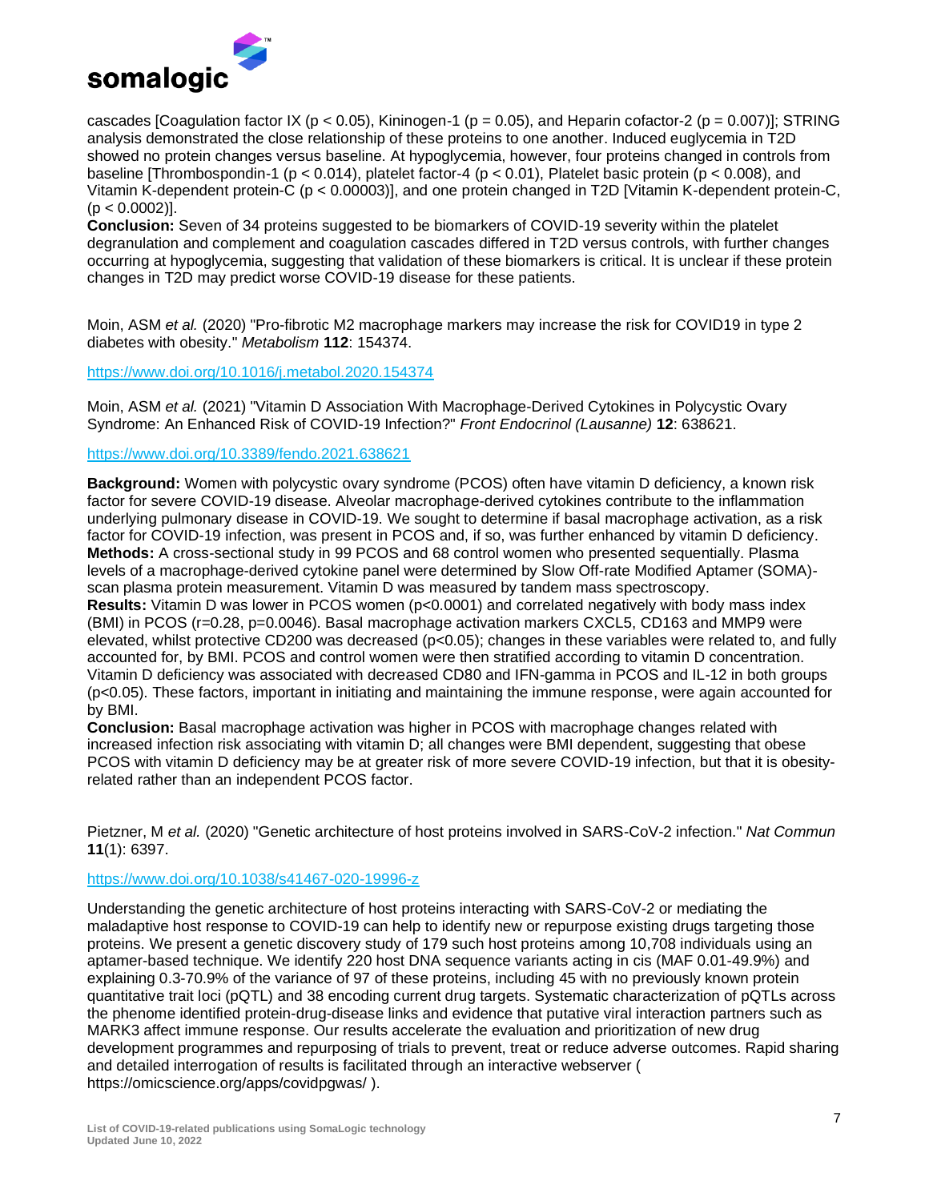cascades [Coagulation factor IX ($p < 0.05$), Kininogen-1 ($p = 0.05$), and Heparin cofactor-2 ($p = 0.007$)]; STRING analysis demonstrated the close relationship of these proteins to one another. Induced euglycemia in T2D showed no protein changes versus baseline. At hypoglycemia, however, four proteins changed in controls from baseline [Thrombospondin-1 ($p < 0.014$), platelet factor-4 ($p < 0.01$), Platelet basic protein ($p < 0.008$), and Vitamin K-dependent protein-C ($p < 0.00003$)], and one protein changed in T2D [Vitamin K-dependent protein-C, ($p < 0.0002$)].
**Conclusion:** Seven of 34 proteins suggested to be biomarkers of COVID-19 severity within the platelet degranulation and complement and coagulation cascades differed in T2D versus controls, with further changes occurring at hypoglycemia, suggesting that validation of these biomarkers is critical. It is unclear if these protein changes in T2D may predict worse COVID-19 disease for these patients.

Moin, ASM *et al.* (2020) "Pro-fibrotic M2 macrophage markers may increase the risk for COVID19 in type 2 diabetes with obesity." *Metabolism* **112**: 154374.

https://www.doi.org/10.1016/j.metabol.2020.154374

Moin, ASM *et al.* (2021) "Vitamin D Association With Macrophage-Derived Cytokines in Polycystic Ovary Syndrome: An Enhanced Risk of COVID-19 Infection?" *Front Endocrinol (Lausanne)* **12**: 638621.

https://www.doi.org/10.3389/fendo.2021.638621

**Background:** Women with polycystic ovary syndrome (PCOS) often have vitamin D deficiency, a known risk factor for severe COVID-19 disease. Alveolar macrophage-derived cytokines contribute to the inflammation underlying pulmonary disease in COVID-19. We sought to determine if basal macrophage activation, as a risk factor for COVID-19 infection, was present in PCOS and, if so, was further enhanced by vitamin D deficiency.
**Methods:** A cross-sectional study in 99 PCOS and 68 control women who presented sequentially. Plasma levels of a macrophage-derived cytokine panel were determined by Slow Off-rate Modified Aptamer (SOMA)-scan plasma protein measurement. Vitamin D was measured by tandem mass spectroscopy.
**Results:** Vitamin D was lower in PCOS women ($p<0.0001$) and correlated negatively with body mass index (BMI) in PCOS ($r=0.28$, $p=0.0046$). Basal macrophage activation markers CXCL5, CD163 and MMP9 were elevated, whilst protective CD200 was decreased ($p<0.05$); changes in these variables were related to, and fully accounted for, by BMI. PCOS and control women were then stratified according to vitamin D concentration. Vitamin D deficiency was associated with decreased CD80 and IFN-gamma in PCOS and IL-12 in both groups ($p<0.05$). These factors, important in initiating and maintaining the immune response, were again accounted for by BMI.
**Conclusion:** Basal macrophage activation was higher in PCOS with macrophage changes related with increased infection risk associating with vitamin D; all changes were BMI dependent, suggesting that obese PCOS with vitamin D deficiency may be at greater risk of more severe COVID-19 infection, but that it is obesity-related rather than an independent PCOS factor.

Pietzner, M *et al.* (2020) "Genetic architecture of host proteins involved in SARS-CoV-2 infection." *Nat Commun* **11**(1): 6397.

https://www.doi.org/10.1038/s41467-020-19996-z

Understanding the genetic architecture of host proteins interacting with SARS-CoV-2 or mediating the maladaptive host response to COVID-19 can help to identify new or repurpose existing drugs targeting those proteins. We present a genetic discovery study of 179 such host proteins among 10,708 individuals using an aptamer-based technique. We identify 220 host DNA sequence variants acting in cis (MAF 0.01-49.9%) and explaining 0.3-70.9% of the variance of 97 of these proteins, including 45 with no previously known protein quantitative trait loci (pQTL) and 38 encoding current drug targets. Systematic characterization of pQTLs across the phenome identified protein-drug-disease links and evidence that putative viral interaction partners such as MARK3 affect immune response. Our results accelerate the evaluation and prioritization of new drug development programmes and repurposing of trials to prevent, treat or reduce adverse outcomes. Rapid sharing and detailed interrogation of results is facilitated through an interactive webserver ( https://omicscience.org/apps/covidpgwas/ ).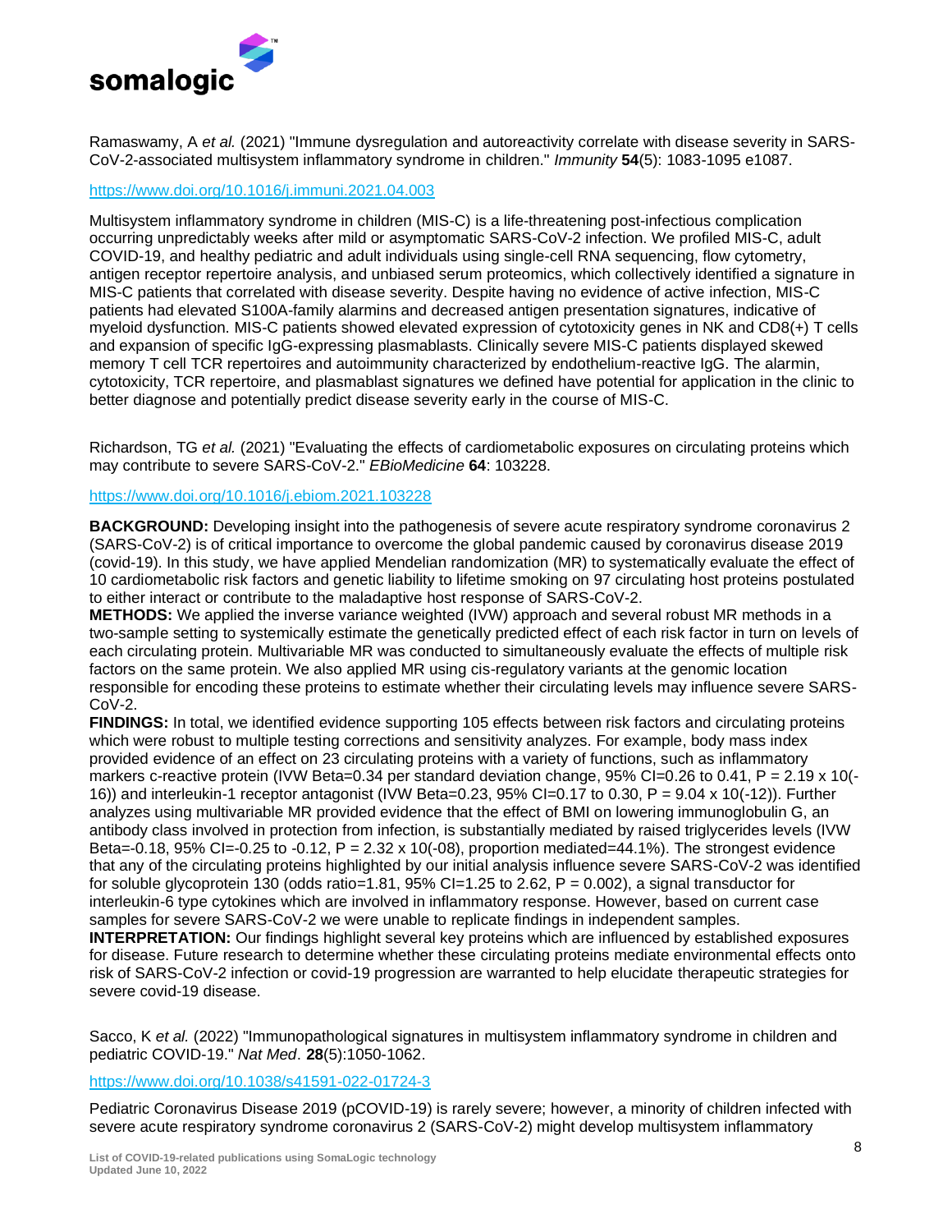Ramaswamy, A *et al.* (2021) "Immune dysregulation and autoreactivity correlate with disease severity in SARS-CoV-2-associated multisystem inflammatory syndrome in children." *Immunity* **54**(5): 1083-1095 e1087.

https://www.doi.org/10.1016/j.immuni.2021.04.003

Multisystem inflammatory syndrome in children (MIS-C) is a life-threatening post-infectious complication occurring unpredictably weeks after mild or asymptomatic SARS-CoV-2 infection. We profiled MIS-C, adult COVID-19, and healthy pediatric and adult individuals using single-cell RNA sequencing, flow cytometry, antigen receptor repertoire analysis, and unbiased serum proteomics, which collectively identified a signature in MIS-C patients that correlated with disease severity. Despite having no evidence of active infection, MIS-C patients had elevated S100A-family alarmins and decreased antigen presentation signatures, indicative of myeloid dysfunction. MIS-C patients showed elevated expression of cytotoxicity genes in NK and CD8(+) T cells and expansion of specific IgG-expressing plasmablasts. Clinically severe MIS-C patients displayed skewed memory T cell TCR repertoires and autoimmunity characterized by endothelium-reactive IgG. The alarmin, cytotoxicity, TCR repertoire, and plasmablast signatures we defined have potential for application in the clinic to better diagnose and potentially predict disease severity early in the course of MIS-C.

Richardson, TG *et al.* (2021) "Evaluating the effects of cardiometabolic exposures on circulating proteins which may contribute to severe SARS-CoV-2." *EBioMedicine* **64**: 103228.

https://www.doi.org/10.1016/j.ebiom.2021.103228

**BACKGROUND:** Developing insight into the pathogenesis of severe acute respiratory syndrome coronavirus 2 (SARS-CoV-2) is of critical importance to overcome the global pandemic caused by coronavirus disease 2019 (covid-19). In this study, we have applied Mendelian randomization (MR) to systematically evaluate the effect of 10 cardiometabolic risk factors and genetic liability to lifetime smoking on 97 circulating host proteins postulated to either interact or contribute to the maladaptive host response of SARS-CoV-2.
**METHODS:** We applied the inverse variance weighted (IVW) approach and several robust MR methods in a two-sample setting to systemically estimate the genetically predicted effect of each risk factor in turn on levels of each circulating protein. Multivariable MR was conducted to simultaneously evaluate the effects of multiple risk factors on the same protein. We also applied MR using cis-regulatory variants at the genomic location responsible for encoding these proteins to estimate whether their circulating levels may influence severe SARS-CoV-2.
**FINDINGS:** In total, we identified evidence supporting 105 effects between risk factors and circulating proteins which were robust to multiple testing corrections and sensitivity analyzes. For example, body mass index provided evidence of an effect on 23 circulating proteins with a variety of functions, such as inflammatory markers c-reactive protein (IVW Beta=0.34 per standard deviation change, 95% CI=0.26 to 0.41, P = 2.19 x 10(-16)) and interleukin-1 receptor antagonist (IVW Beta=0.23, 95% CI=0.17 to 0.30, P = 9.04 x 10(-12)). Further analyzes using multivariable MR provided evidence that the effect of BMI on lowering immunoglobulin G, an antibody class involved in protection from infection, is substantially mediated by raised triglycerides levels (IVW Beta=-0.18, 95% CI=-0.25 to -0.12, P = 2.32 x 10(-08), proportion mediated=44.1%). The strongest evidence that any of the circulating proteins highlighted by our initial analysis influence severe SARS-CoV-2 was identified for soluble glycoprotein 130 (odds ratio=1.81, 95% CI=1.25 to 2.62, P = 0.002), a signal transductor for interleukin-6 type cytokines which are involved in inflammatory response. However, based on current case samples for severe SARS-CoV-2 we were unable to replicate findings in independent samples.
**INTERPRETATION:** Our findings highlight several key proteins which are influenced by established exposures for disease. Future research to determine whether these circulating proteins mediate environmental effects onto risk of SARS-CoV-2 infection or covid-19 progression are warranted to help elucidate therapeutic strategies for severe covid-19 disease.

Sacco, K *et al.* (2022) "Immunopathological signatures in multisystem inflammatory syndrome in children and pediatric COVID-19." *Nat Med*. **28**(5):1050-1062.

https://www.doi.org/10.1038/s41591-022-01724-3

Pediatric Coronavirus Disease 2019 (pCOVID-19) is rarely severe; however, a minority of children infected with severe acute respiratory syndrome coronavirus 2 (SARS-CoV-2) might develop multisystem inflammatory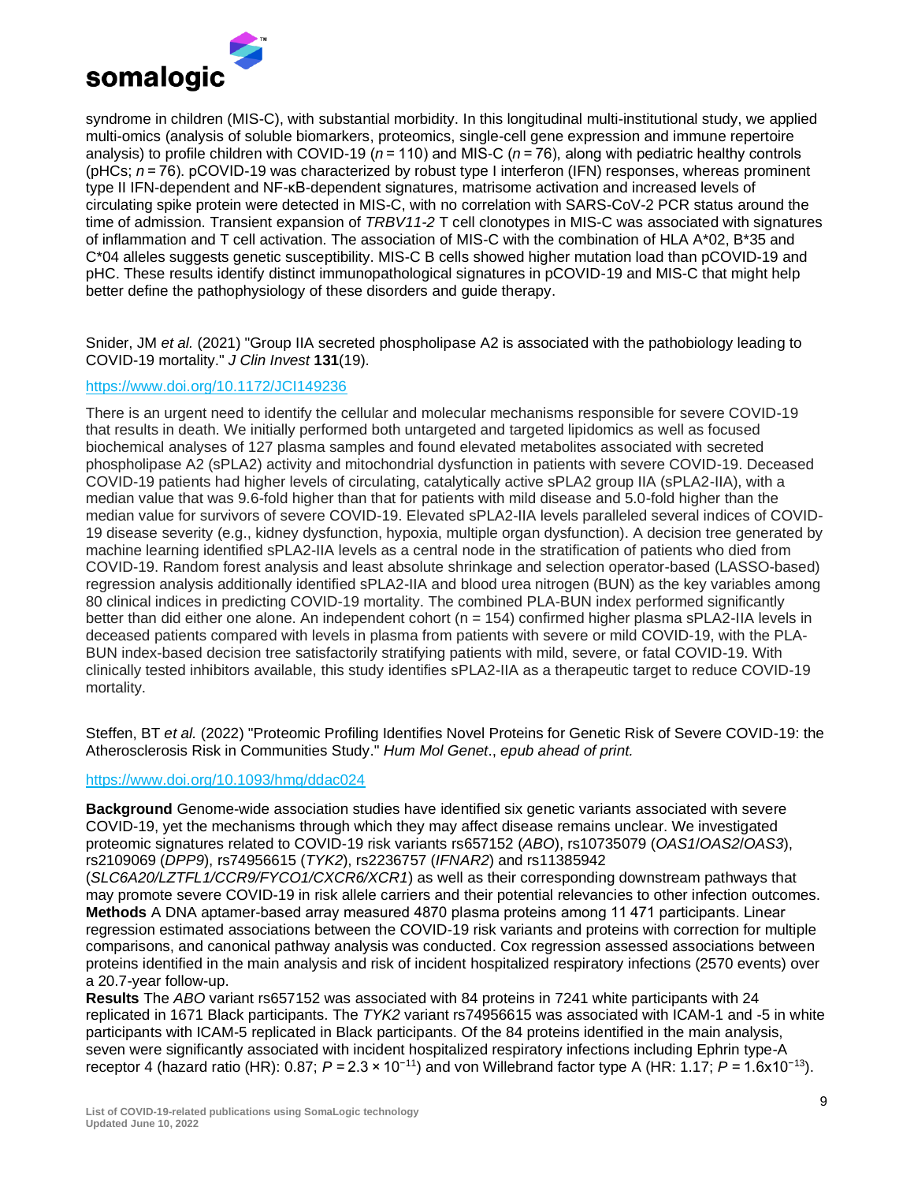syndrome in children (MIS-C), with substantial morbidity. In this longitudinal multi-institutional study, we applied multi-omics (analysis of soluble biomarkers, proteomics, single-cell gene expression and immune repertoire analysis) to profile children with COVID-19 (*n* = 110) and MIS-C (*n* = 76), along with pediatric healthy controls (pHCs; *n* = 76). pCOVID-19 was characterized by robust type I interferon (IFN) responses, whereas prominent type II IFN-dependent and NF-κB-dependent signatures, matrisome activation and increased levels of circulating spike protein were detected in MIS-C, with no correlation with SARS-CoV-2 PCR status around the time of admission. Transient expansion of *TRBV11-2* T cell clonotypes in MIS-C was associated with signatures of inflammation and T cell activation. The association of MIS-C with the combination of HLA A*02, B*35 and C*04 alleles suggests genetic susceptibility. MIS-C B cells showed higher mutation load than pCOVID-19 and pHC. These results identify distinct immunopathological signatures in pCOVID-19 and MIS-C that might help better define the pathophysiology of these disorders and guide therapy.

Snider, JM *et al.* (2021) "Group IIA secreted phospholipase A2 is associated with the pathobiology leading to COVID-19 mortality." *J Clin Invest* **131**(19).

https://www.doi.org/10.1172/JCI149236

There is an urgent need to identify the cellular and molecular mechanisms responsible for severe COVID-19 that results in death. We initially performed both untargeted and targeted lipidomics as well as focused biochemical analyses of 127 plasma samples and found elevated metabolites associated with secreted phospholipase A2 (sPLA2) activity and mitochondrial dysfunction in patients with severe COVID-19. Deceased COVID-19 patients had higher levels of circulating, catalytically active sPLA2 group IIA (sPLA2-IIA), with a median value that was 9.6-fold higher than that for patients with mild disease and 5.0-fold higher than the median value for survivors of severe COVID-19. Elevated sPLA2-IIA levels paralleled several indices of COVID-19 disease severity (e.g., kidney dysfunction, hypoxia, multiple organ dysfunction). A decision tree generated by machine learning identified sPLA2-IIA levels as a central node in the stratification of patients who died from COVID-19. Random forest analysis and least absolute shrinkage and selection operator-based (LASSO-based) regression analysis additionally identified sPLA2-IIA and blood urea nitrogen (BUN) as the key variables among 80 clinical indices in predicting COVID-19 mortality. The combined PLA-BUN index performed significantly better than did either one alone. An independent cohort (n = 154) confirmed higher plasma sPLA2-IIA levels in deceased patients compared with levels in plasma from patients with severe or mild COVID-19, with the PLA-BUN index-based decision tree satisfactorily stratifying patients with mild, severe, or fatal COVID-19. With clinically tested inhibitors available, this study identifies sPLA2-IIA as a therapeutic target to reduce COVID-19 mortality.

Steffen, BT *et al.* (2022) "Proteomic Profiling Identifies Novel Proteins for Genetic Risk of Severe COVID-19: the Atherosclerosis Risk in Communities Study." *Hum Mol Genet*., *epub ahead of print.*

https://www.doi.org/10.1093/hmg/ddac024

**Background** Genome-wide association studies have identified six genetic variants associated with severe COVID-19, yet the mechanisms through which they may affect disease remains unclear. We investigated proteomic signatures related to COVID-19 risk variants rs657152 (*ABO*), rs10735079 (*OAS1*/*OAS2*/*OAS3*), rs2109069 (*DPP9*), rs74956615 (*TYK2*), rs2236757 (*IFNAR2*) and rs11385942 (*SLC6A20/LZTFL1/CCR9/FYCO1/CXCR6/XCR1*) as well as their corresponding downstream pathways that may promote severe COVID-19 in risk allele carriers and their potential relevancies to other infection outcomes.
**Methods** A DNA aptamer-based array measured 4870 plasma proteins among 11 471 participants. Linear regression estimated associations between the COVID-19 risk variants and proteins with correction for multiple comparisons, and canonical pathway analysis was conducted. Cox regression assessed associations between proteins identified in the main analysis and risk of incident hospitalized respiratory infections (2570 events) over a 20.7-year follow-up.
**Results** The *ABO* variant rs657152 was associated with 84 proteins in 7241 white participants with 24 replicated in 1671 Black participants. The *TYK2* variant rs74956615 was associated with ICAM-1 and -5 in white participants with ICAM-5 replicated in Black participants. Of the 84 proteins identified in the main analysis, seven were significantly associated with incident hospitalized respiratory infections including Ephrin type-A receptor 4 (hazard ratio (HR): 0.87; $P = 2.3 \times 10^{-11}$) and von Willebrand factor type A (HR: 1.17; $P = 1.6 \times 10^{-13}$).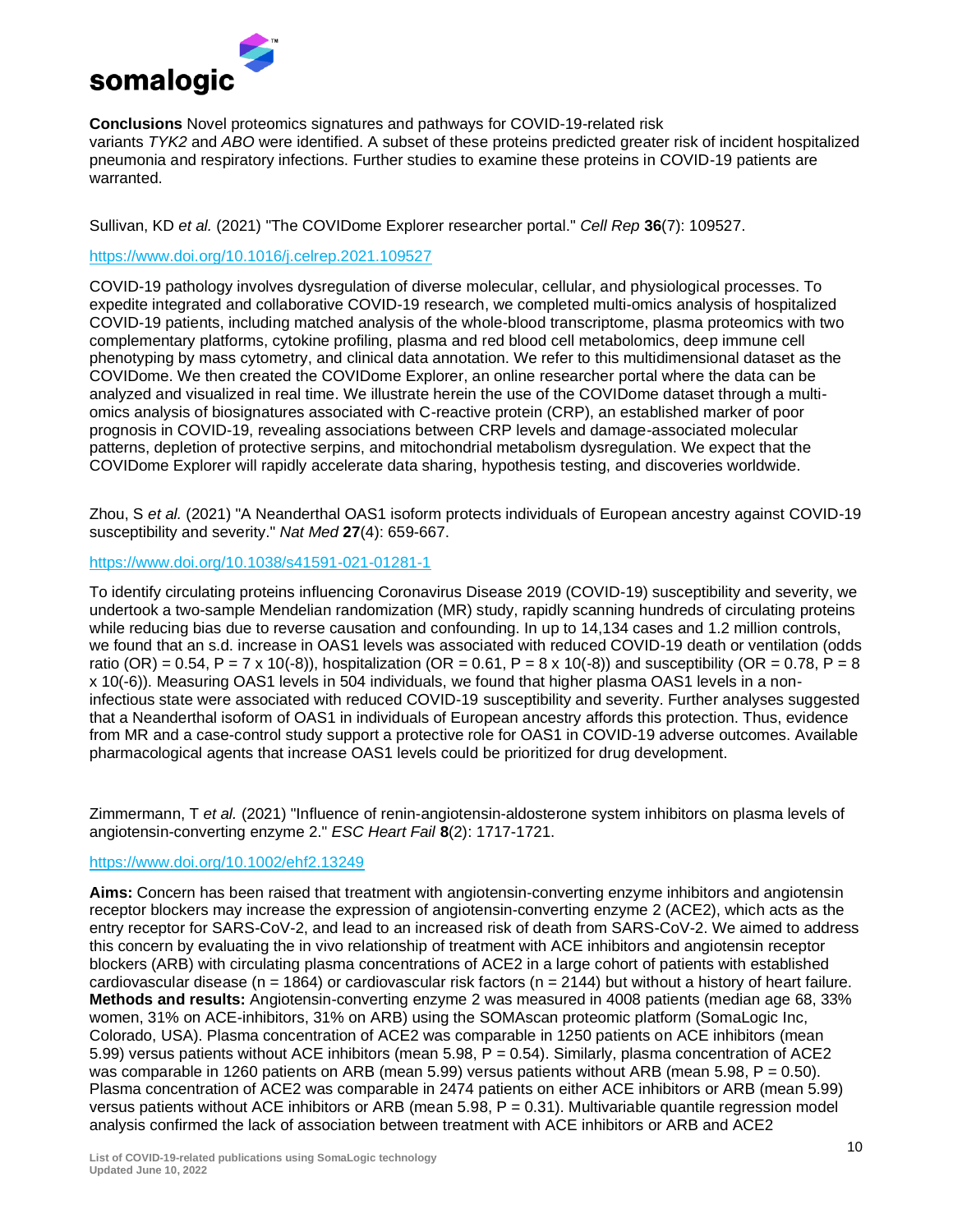**Conclusions** Novel proteomics signatures and pathways for COVID-19-related risk variants *TYK2* and *ABO* were identified. A subset of these proteins predicted greater risk of incident hospitalized pneumonia and respiratory infections. Further studies to examine these proteins in COVID-19 patients are warranted.

Sullivan, KD *et al.* (2021) "The COVIDome Explorer researcher portal." *Cell Rep* **36**(7): 109527.

https://www.doi.org/10.1016/j.celrep.2021.109527

COVID-19 pathology involves dysregulation of diverse molecular, cellular, and physiological processes. To expedite integrated and collaborative COVID-19 research, we completed multi-omics analysis of hospitalized COVID-19 patients, including matched analysis of the whole-blood transcriptome, plasma proteomics with two complementary platforms, cytokine profiling, plasma and red blood cell metabolomics, deep immune cell phenotyping by mass cytometry, and clinical data annotation. We refer to this multidimensional dataset as the COVIDome. We then created the COVIDome Explorer, an online researcher portal where the data can be analyzed and visualized in real time. We illustrate herein the use of the COVIDome dataset through a multi-omics analysis of biosignatures associated with C-reactive protein (CRP), an established marker of poor prognosis in COVID-19, revealing associations between CRP levels and damage-associated molecular patterns, depletion of protective serpins, and mitochondrial metabolism dysregulation. We expect that the COVIDome Explorer will rapidly accelerate data sharing, hypothesis testing, and discoveries worldwide.

Zhou, S *et al.* (2021) "A Neanderthal OAS1 isoform protects individuals of European ancestry against COVID-19 susceptibility and severity." *Nat Med* **27**(4): 659-667.

https://www.doi.org/10.1038/s41591-021-01281-1

To identify circulating proteins influencing Coronavirus Disease 2019 (COVID-19) susceptibility and severity, we undertook a two-sample Mendelian randomization (MR) study, rapidly scanning hundreds of circulating proteins while reducing bias due to reverse causation and confounding. In up to 14,134 cases and 1.2 million controls, we found that an s.d. increase in OAS1 levels was associated with reduced COVID-19 death or ventilation (odds ratio (OR) = 0.54, P = 7 x 10(-8)), hospitalization (OR = 0.61, P = 8 x 10(-8)) and susceptibility (OR = 0.78, P = 8 x 10(-6)). Measuring OAS1 levels in 504 individuals, we found that higher plasma OAS1 levels in a non-infectious state were associated with reduced COVID-19 susceptibility and severity. Further analyses suggested that a Neanderthal isoform of OAS1 in individuals of European ancestry affords this protection. Thus, evidence from MR and a case-control study support a protective role for OAS1 in COVID-19 adverse outcomes. Available pharmacological agents that increase OAS1 levels could be prioritized for drug development.

Zimmermann, T *et al.* (2021) "Influence of renin-angiotensin-aldosterone system inhibitors on plasma levels of angiotensin-converting enzyme 2." *ESC Heart Fail* **8**(2): 1717-1721.

https://www.doi.org/10.1002/ehf2.13249

**Aims:** Concern has been raised that treatment with angiotensin-converting enzyme inhibitors and angiotensin receptor blockers may increase the expression of angiotensin-converting enzyme 2 (ACE2), which acts as the entry receptor for SARS-CoV-2, and lead to an increased risk of death from SARS-CoV-2. We aimed to address this concern by evaluating the in vivo relationship of treatment with ACE inhibitors and angiotensin receptor blockers (ARB) with circulating plasma concentrations of ACE2 in a large cohort of patients with established cardiovascular disease (n = 1864) or cardiovascular risk factors (n = 2144) but without a history of heart failure.
**Methods and results:** Angiotensin-converting enzyme 2 was measured in 4008 patients (median age 68, 33% women, 31% on ACE-inhibitors, 31% on ARB) using the SOMAscan proteomic platform (SomaLogic Inc, Colorado, USA). Plasma concentration of ACE2 was comparable in 1250 patients on ACE inhibitors (mean 5.99) versus patients without ACE inhibitors (mean 5.98, P = 0.54). Similarly, plasma concentration of ACE2 was comparable in 1260 patients on ARB (mean 5.99) versus patients without ARB (mean 5.98, P = 0.50). Plasma concentration of ACE2 was comparable in 2474 patients on either ACE inhibitors or ARB (mean 5.99) versus patients without ACE inhibitors or ARB (mean 5.98, P = 0.31). Multivariable quantile regression model analysis confirmed the lack of association between treatment with ACE inhibitors or ARB and ACE2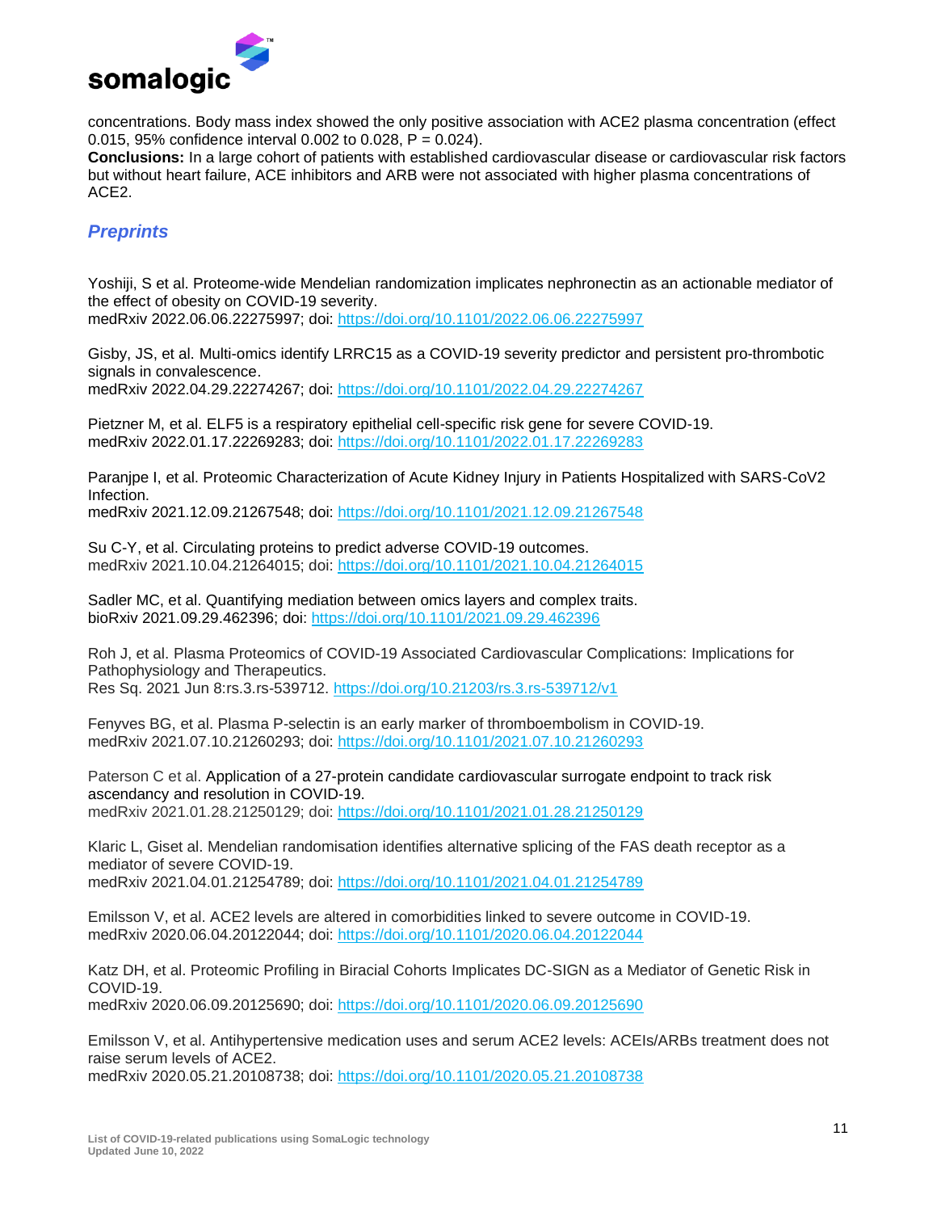concentrations. Body mass index showed the only positive association with ACE2 plasma concentration (effect 0.015, 95% confidence interval 0.002 to 0.028, P = 0.024).
**Conclusions:** In a large cohort of patients with established cardiovascular disease or cardiovascular risk factors but without heart failure, ACE inhibitors and ARB were not associated with higher plasma concentrations of ACE2.

## *Preprints*

Yoshiji, S et al. Proteome-wide Mendelian randomization implicates nephronectin as an actionable mediator of the effect of obesity on COVID-19 severity.
medRxiv 2022.06.06.22275997; doi: https://doi.org/10.1101/2022.06.06.22275997

Gisby, JS, et al. Multi-omics identify LRRC15 as a COVID-19 severity predictor and persistent pro-thrombotic signals in convalescence.
medRxiv 2022.04.29.22274267; doi: https://doi.org/10.1101/2022.04.29.22274267

Pietzner M, et al. ELF5 is a respiratory epithelial cell-specific risk gene for severe COVID-19.
medRxiv 2022.01.17.22269283; doi: https://doi.org/10.1101/2022.01.17.22269283

Paranjpe I, et al. Proteomic Characterization of Acute Kidney Injury in Patients Hospitalized with SARS-CoV2 Infection.
medRxiv 2021.12.09.21267548; doi: https://doi.org/10.1101/2021.12.09.21267548

Su C-Y, et al. Circulating proteins to predict adverse COVID-19 outcomes.
medRxiv 2021.10.04.21264015; doi: https://doi.org/10.1101/2021.10.04.21264015

Sadler MC, et al. Quantifying mediation between omics layers and complex traits.
bioRxiv 2021.09.29.462396; doi: https://doi.org/10.1101/2021.09.29.462396

Roh J, et al. Plasma Proteomics of COVID-19 Associated Cardiovascular Complications: Implications for Pathophysiology and Therapeutics.
Res Sq. 2021 Jun 8:rs.3.rs-539712. https://doi.org/10.21203/rs.3.rs-539712/v1

Fenyves BG, et al. Plasma P-selectin is an early marker of thromboembolism in COVID-19.
medRxiv 2021.07.10.21260293; doi: https://doi.org/10.1101/2021.07.10.21260293

Paterson C et al. Application of a 27-protein candidate cardiovascular surrogate endpoint to track risk ascendancy and resolution in COVID-19.
medRxiv 2021.01.28.21250129; doi: https://doi.org/10.1101/2021.01.28.21250129

Klaric L, Giset al. Mendelian randomisation identifies alternative splicing of the FAS death receptor as a mediator of severe COVID-19.
medRxiv 2021.04.01.21254789; doi: https://doi.org/10.1101/2021.04.01.21254789

Emilsson V, et al. ACE2 levels are altered in comorbidities linked to severe outcome in COVID-19.
medRxiv 2020.06.04.20122044; doi: https://doi.org/10.1101/2020.06.04.20122044

Katz DH, et al. Proteomic Profiling in Biracial Cohorts Implicates DC-SIGN as a Mediator of Genetic Risk in COVID-19.
medRxiv 2020.06.09.20125690; doi: https://doi.org/10.1101/2020.06.09.20125690

Emilsson V, et al. Antihypertensive medication uses and serum ACE2 levels: ACEIs/ARBs treatment does not raise serum levels of ACE2.
medRxiv 2020.05.21.20108738; doi: https://doi.org/10.1101/2020.05.21.20108738